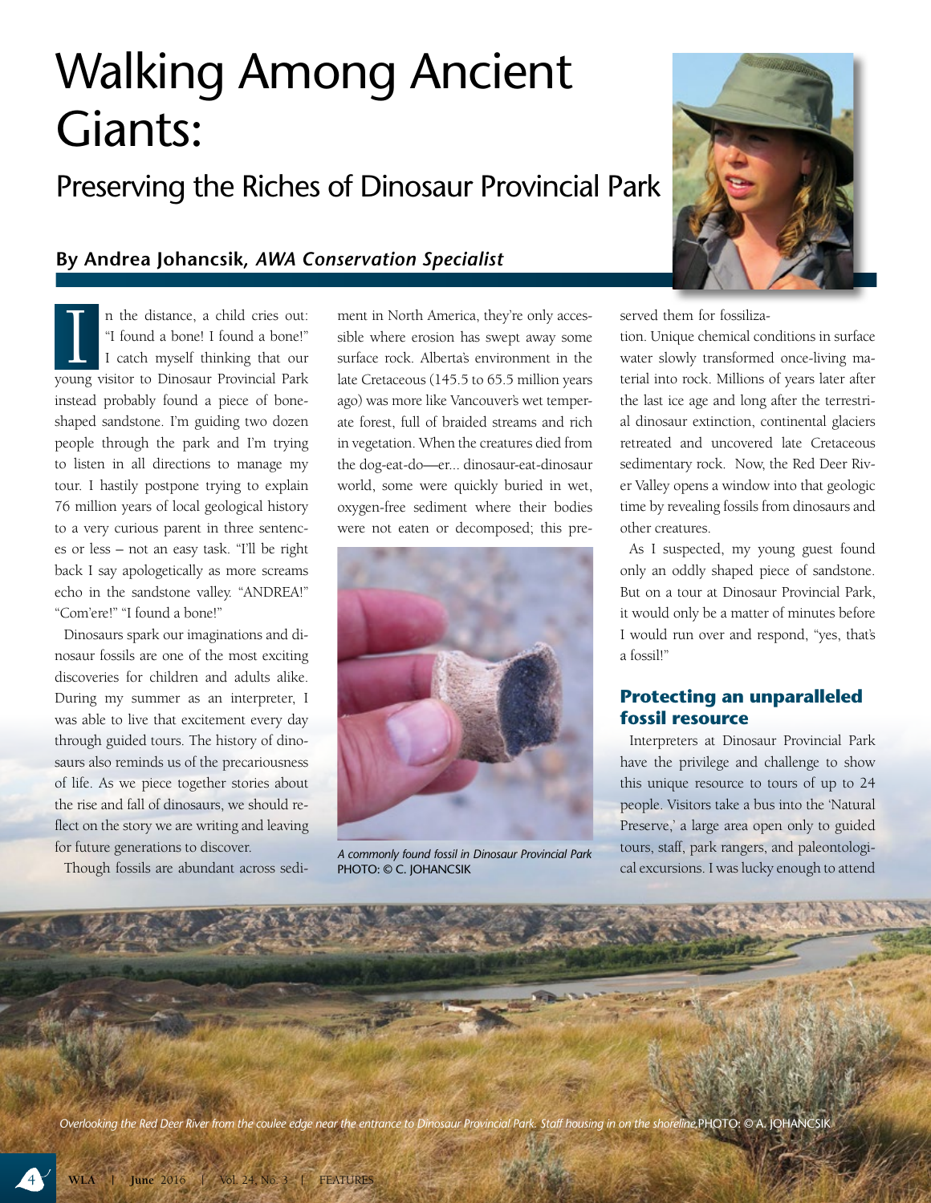# Walking Among Ancient Giants:

## Preserving the Riches of Dinosaur Provincial Park

**By Andrea Johancsik, *AWA Conservation Specialist***

In the distance, a child cries out: "I found a bone! I found a bone!" I catch myself thinking that our young visitor to Dinosaur Provincial Park instead probably found a piece of bone-shaped sandstone. I'm guiding two dozen people through the park and I'm trying to listen in all directions to manage my tour. I hastily postpone trying to explain 76 million years of local geological history to a very curious parent in three sentences or less – not an easy task. "I'll be right back I say apologetically as more screams echo in the sandstone valley. "ANDREA!" "Com'ere!" "I found a bone!"

Dinosaurs spark our imaginations and dinosaur fossils are one of the most exciting discoveries for children and adults alike. During my summer as an interpreter, I was able to live that excitement every day through guided tours. The history of dinosaurs also reminds us of the precariousness of life. As we piece together stories about the rise and fall of dinosaurs, we should reflect on the story we are writing and leaving for future generations to discover.

Though fossils are abundant across sediment in North America, they're only accessible where erosion has swept away some surface rock. Alberta's environment in the late Cretaceous (145.5 to 65.5 million years ago) was more like Vancouver's wet temperate forest, full of braided streams and rich in vegetation. When the creatures died from the dog-eat-do—er... dinosaur-eat-dinosaur world, some were quickly buried in wet, oxygen-free sediment where their bodies were not eaten or decomposed; this preserved them for fossilization. Unique chemical conditions in surface water slowly transformed once-living material into rock. Millions of years later after the last ice age and long after the terrestrial dinosaur extinction, continental glaciers retreated and uncovered late Cretaceous sedimentary rock. Now, the Red Deer River Valley opens a window into that geologic time by revealing fossils from dinosaurs and other creatures.

*A commonly found fossil in Dinosaur Provincial Park* PHOTO: © C. JOHANCSIK

As I suspected, my young guest found only an oddly shaped piece of sandstone. But on a tour at Dinosaur Provincial Park, it would only be a matter of minutes before I would run over and respond, "yes, that's a fossil!"

### Protecting an unparalleled fossil resource

Interpreters at Dinosaur Provincial Park have the privilege and challenge to show this unique resource to tours of up to 24 people. Visitors take a bus into the 'Natural Preserve,' a large area open only to guided tours, staff, park rangers, and paleontological excursions. I was lucky enough to attend

*Overlooking the Red Deer River from the coulee edge near the entrance to Dinosaur Provincial Park. Staff housing in on the shoreline.* PHOTO: © A. JOHANCSIK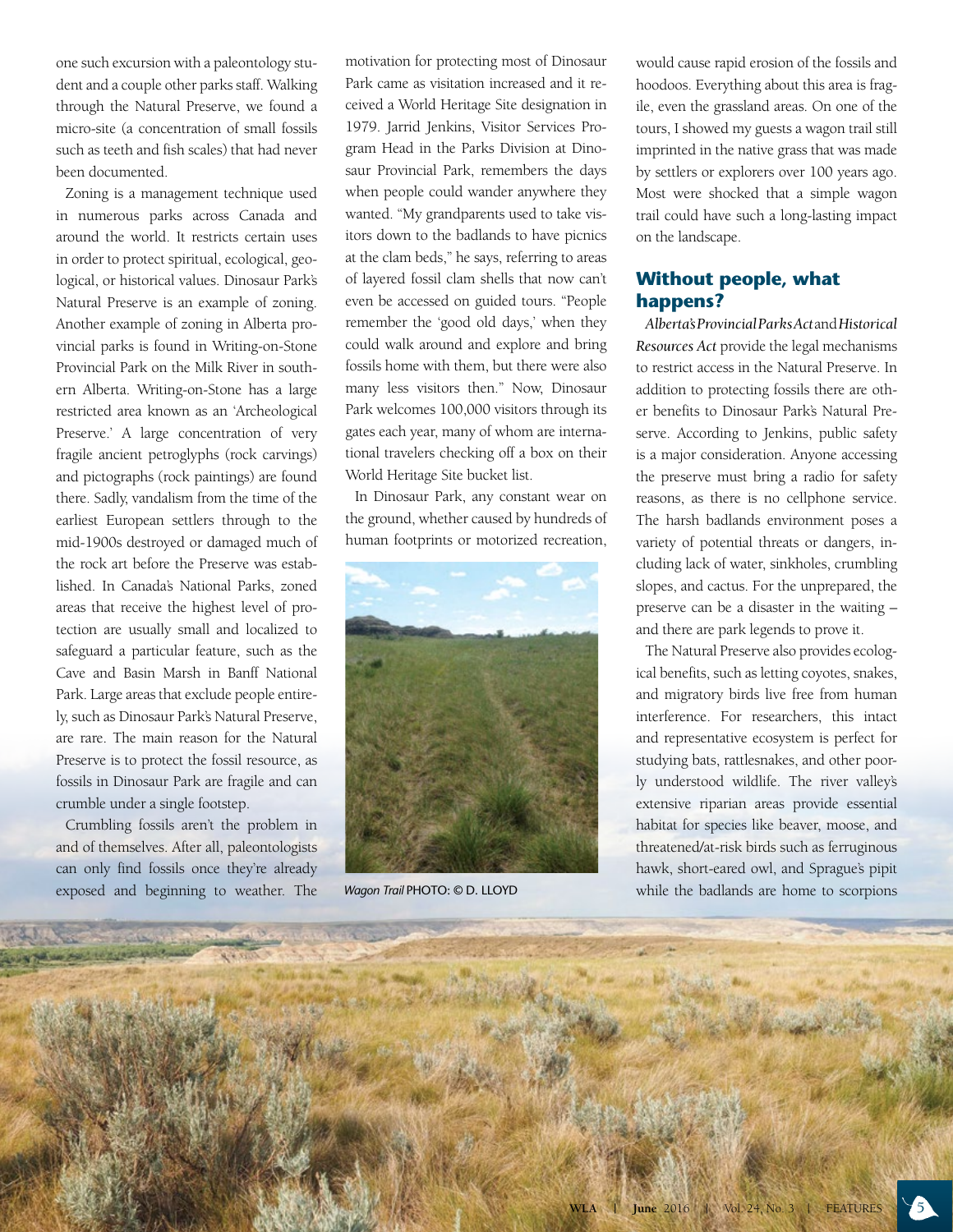one such excursion with a paleontology student and a couple other parks staff. Walking through the Natural Preserve, we found a micro-site (a concentration of small fossils such as teeth and fish scales) that had never been documented.

Zoning is a management technique used in numerous parks across Canada and around the world. It restricts certain uses in order to protect spiritual, ecological, geological, or historical values. Dinosaur Park's Natural Preserve is an example of zoning. Another example of zoning in Alberta provincial parks is found in Writing-on-Stone Provincial Park on the Milk River in southern Alberta. Writing-on-Stone has a large restricted area known as an 'Archeological Preserve.' A large concentration of very fragile ancient petroglyphs (rock carvings) and pictographs (rock paintings) are found there. Sadly, vandalism from the time of the earliest European settlers through to the mid-1900s destroyed or damaged much of the rock art before the Preserve was established. In Canada's National Parks, zoned areas that receive the highest level of protection are usually small and localized to safeguard a particular feature, such as the Cave and Basin Marsh in Banff National Park. Large areas that exclude people entirely, such as Dinosaur Park's Natural Preserve, are rare. The main reason for the Natural Preserve is to protect the fossil resource, as fossils in Dinosaur Park are fragile and can crumble under a single footstep.

Crumbling fossils aren't the problem in and of themselves. After all, paleontologists can only find fossils once they're already exposed and beginning to weather. The motivation for protecting most of Dinosaur Park came as visitation increased and it received a World Heritage Site designation in 1979. Jarrid Jenkins, Visitor Services Program Head in the Parks Division at Dinosaur Provincial Park, remembers the days when people could wander anywhere they wanted. "My grandparents used to take visitors down to the badlands to have picnics at the clam beds," he says, referring to areas of layered fossil clam shells that now can't even be accessed on guided tours. "People remember the 'good old days,' when they could walk around and explore and bring fossils home with them, but there were also many less visitors then." Now, Dinosaur Park welcomes 100,000 visitors through its gates each year, many of whom are international travelers checking off a box on their World Heritage Site bucket list.

In Dinosaur Park, any constant wear on the ground, whether caused by hundreds of human footprints or motorized recreation, would cause rapid erosion of the fossils and hoodoos. Everything about this area is fragile, even the grassland areas. On one of the tours, I showed my guests a wagon trail still imprinted in the native grass that was made by settlers or explorers over 100 years ago. Most were shocked that a simple wagon trail could have such a long-lasting impact on the landscape.

*Wagon Trail* PHOTO: © D. LLOYD

## Without people, what happens?

*Alberta's Provincial Parks Act* and *Historical Resources Act* provide the legal mechanisms to restrict access in the Natural Preserve. In addition to protecting fossils there are other benefits to Dinosaur Park's Natural Preserve. According to Jenkins, public safety is a major consideration. Anyone accessing the preserve must bring a radio for safety reasons, as there is no cellphone service. The harsh badlands environment poses a variety of potential threats or dangers, including lack of water, sinkholes, crumbling slopes, and cactus. For the unprepared, the preserve can be a disaster in the waiting – and there are park legends to prove it.

The Natural Preserve also provides ecological benefits, such as letting coyotes, snakes, and migratory birds live free from human interference. For researchers, this intact and representative ecosystem is perfect for studying bats, rattlesnakes, and other poorly understood wildlife. The river valley's extensive riparian areas provide essential habitat for species like beaver, moose, and threatened/at-risk birds such as ferruginous hawk, short-eared owl, and Sprague's pipit while the badlands are home to scorpions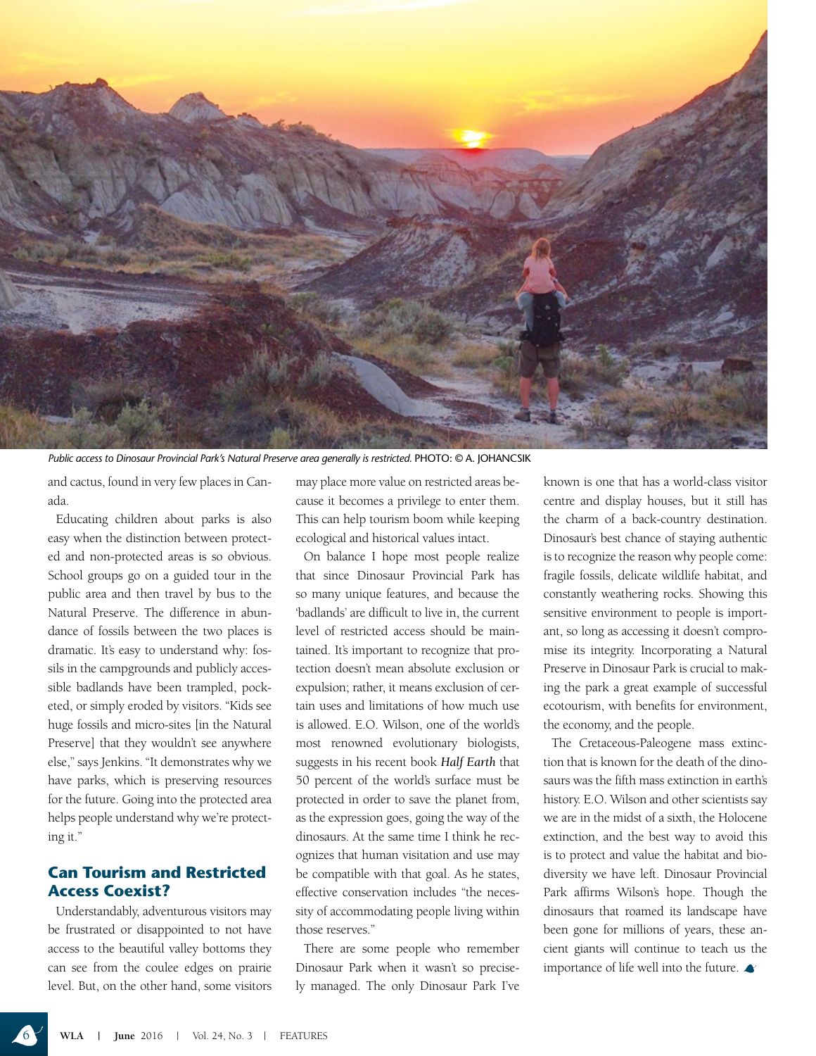*Public access to Dinosaur Provincial Park's Natural Preserve area generally is restricted.* PHOTO: © A. JOHANCSIK

and cactus, found in very few places in Canada.

Educating children about parks is also easy when the distinction between protected and non-protected areas is so obvious. School groups go on a guided tour in the public area and then travel by bus to the Natural Preserve. The difference in abundance of fossils between the two places is dramatic. It's easy to understand why: fossils in the campgrounds and publicly accessible badlands have been trampled, pocketed, or simply eroded by visitors. "Kids see huge fossils and micro-sites [in the Natural Preserve] that they wouldn't see anywhere else," says Jenkins. "It demonstrates why we have parks, which is preserving resources for the future. Going into the protected area helps people understand why we're protecting it."

## Can Tourism and Restricted Access Coexist?

Understandably, adventurous visitors may be frustrated or disappointed to not have access to the beautiful valley bottoms they can see from the coulee edges on prairie level. But, on the other hand, some visitors may place more value on restricted areas because it becomes a privilege to enter them. This can help tourism boom while keeping ecological and historical values intact.

On balance I hope most people realize that since Dinosaur Provincial Park has so many unique features, and because the 'badlands' are difficult to live in, the current level of restricted access should be maintained. It's important to recognize that protection doesn't mean absolute exclusion or expulsion; rather, it means exclusion of certain uses and limitations of how much use is allowed. E.O. Wilson, one of the world's most renowned evolutionary biologists, suggests in his recent book ***Half Earth*** that 50 percent of the world's surface must be protected in order to save the planet from, as the expression goes, going the way of the dinosaurs. At the same time I think he recognizes that human visitation and use may be compatible with that goal. As he states, effective conservation includes "the necessity of accommodating people living within those reserves."

There are some people who remember Dinosaur Park when it wasn't so precisely managed. The only Dinosaur Park I've known is one that has a world-class visitor centre and display houses, but it still has the charm of a back-country destination. Dinosaur's best chance of staying authentic is to recognize the reason why people come: fragile fossils, delicate wildlife habitat, and constantly weathering rocks. Showing this sensitive environment to people is important, so long as accessing it doesn't compromise its integrity. Incorporating a Natural Preserve in Dinosaur Park is crucial to making the park a great example of successful ecotourism, with benefits for environment, the economy, and the people.

The Cretaceous-Paleogene mass extinction that is known for the death of the dinosaurs was the fifth mass extinction in earth's history. E.O. Wilson and other scientists say we are in the midst of a sixth, the Holocene extinction, and the best way to avoid this is to protect and value the habitat and biodiversity we have left. Dinosaur Provincial Park affirms Wilson's hope. Though the dinosaurs that roamed its landscape have been gone for millions of years, these ancient giants will continue to teach us the importance of life well into the future.